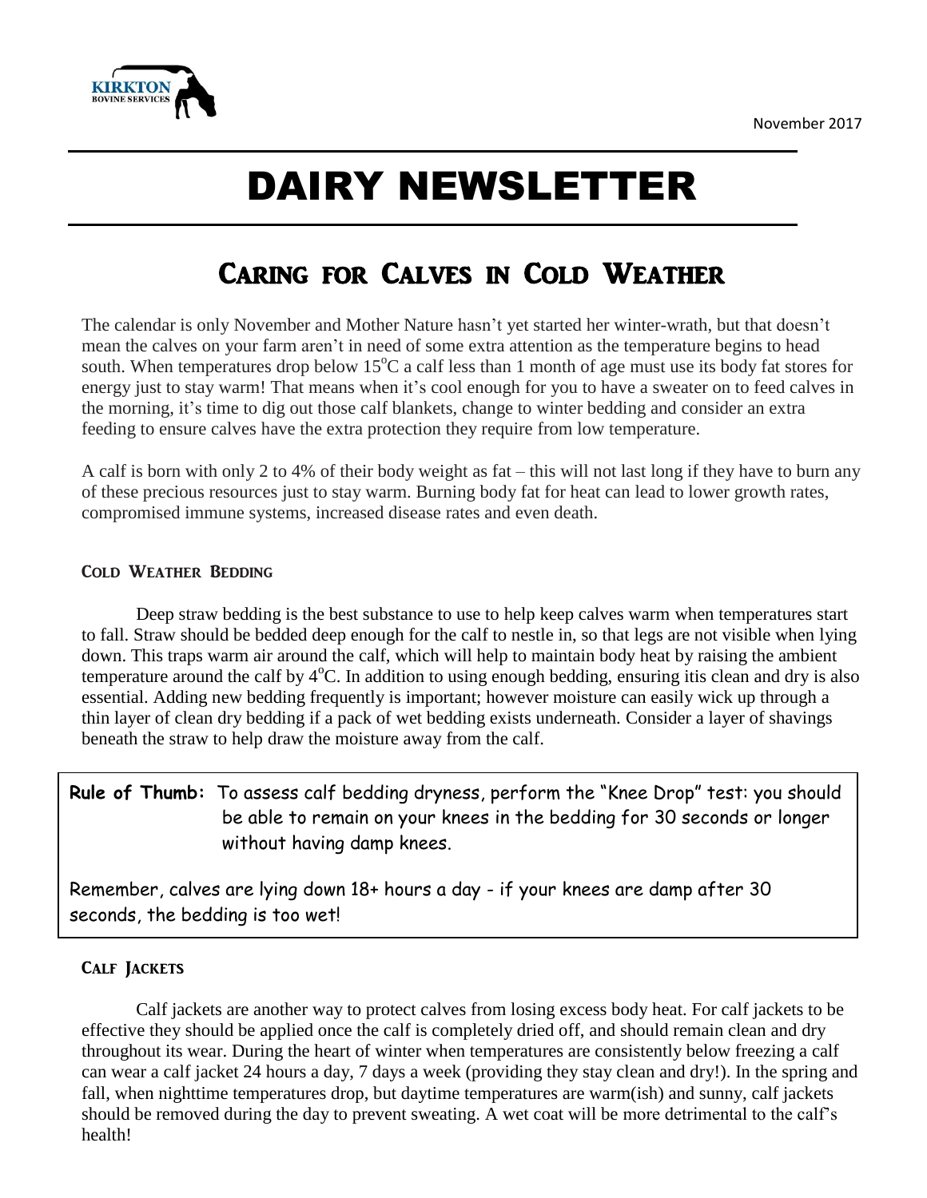KIRKTON BOVINE SERVICES

November 2017

# DAIRY NEWSLETTER

## Caring for Calves in Cold Weather

The calendar is only November and Mother Nature hasn't yet started her winter-wrath, but that doesn't mean the calves on your farm aren't in need of some extra attention as the temperature begins to head south. When temperatures drop below 15°C a calf less than 1 month of age must use its body fat stores for energy just to stay warm! That means when it's cool enough for you to have a sweater on to feed calves in the morning, it's time to dig out those calf blankets, change to winter bedding and consider an extra feeding to ensure calves have the extra protection they require from low temperature.

A calf is born with only 2 to 4% of their body weight as fat – this will not last long if they have to burn any of these precious resources just to stay warm. Burning body fat for heat can lead to lower growth rates, compromised immune systems, increased disease rates and even death.

### Cold Weather Bedding

Deep straw bedding is the best substance to use to help keep calves warm when temperatures start to fall. Straw should be bedded deep enough for the calf to nestle in, so that legs are not visible when lying down. This traps warm air around the calf, which will help to maintain body heat by raising the ambient temperature around the calf by 4°C. In addition to using enough bedding, ensuring itis clean and dry is also essential. Adding new bedding frequently is important; however moisture can easily wick up through a thin layer of clean dry bedding if a pack of wet bedding exists underneath. Consider a layer of shavings beneath the straw to help draw the moisture away from the calf.

**Rule of Thumb:** To assess calf bedding dryness, perform the "Knee Drop" test: you should be able to remain on your knees in the bedding for 30 seconds or longer without having damp knees.

Remember, calves are lying down 18+ hours a day - if your knees are damp after 30 seconds, the bedding is too wet!

### Calf Jackets

Calf jackets are another way to protect calves from losing excess body heat. For calf jackets to be effective they should be applied once the calf is completely dried off, and should remain clean and dry throughout its wear. During the heart of winter when temperatures are consistently below freezing a calf can wear a calf jacket 24 hours a day, 7 days a week (providing they stay clean and dry!). In the spring and fall, when nighttime temperatures drop, but daytime temperatures are warm(ish) and sunny, calf jackets should be removed during the day to prevent sweating. A wet coat will be more detrimental to the calf's health!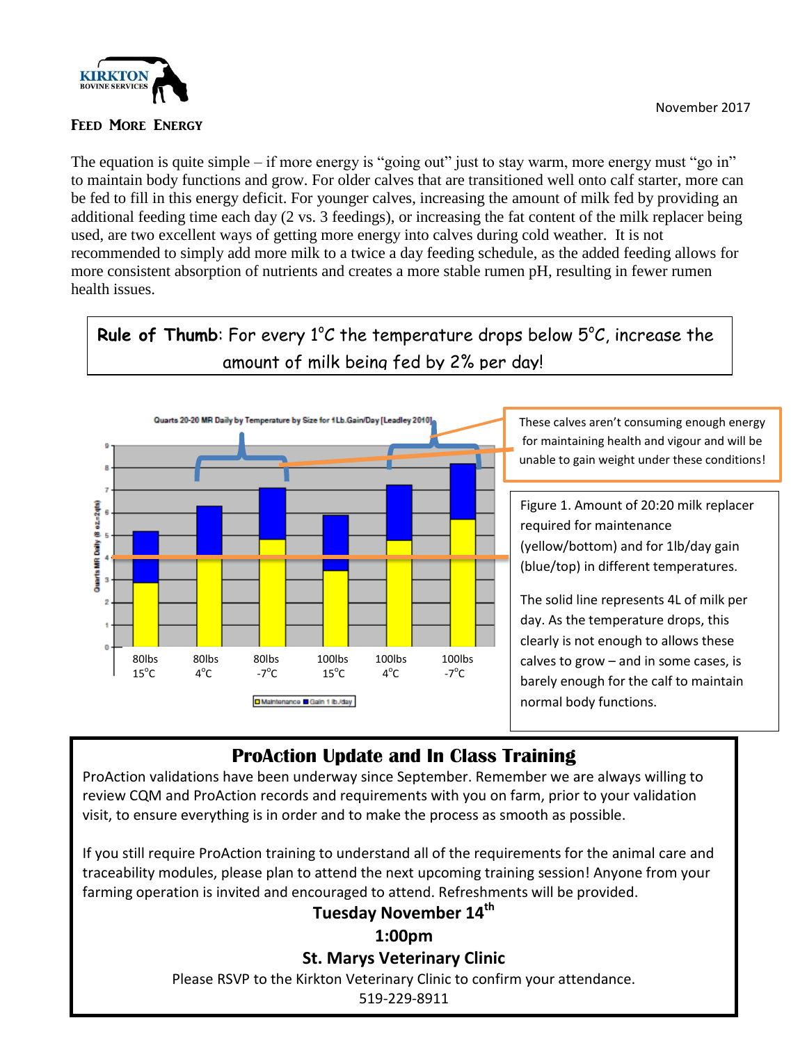November 2017

## Feed More Energy

The equation is quite simple – if more energy is "going out" just to stay warm, more energy must "go in" to maintain body functions and grow. For older calves that are transitioned well onto calf starter, more can be fed to fill in this energy deficit. For younger calves, increasing the amount of milk fed by providing an additional feeding time each day (2 vs. 3 feedings), or increasing the fat content of the milk replacer being used, are two excellent ways of getting more energy into calves during cold weather. It is not recommended to simply add more milk to a twice a day feeding schedule, as the added feeding allows for more consistent absorption of nutrients and creates a more stable rumen pH, resulting in fewer rumen health issues.

**Rule of Thumb**: For every 1°C the temperature drops below 5°C, increase the amount of milk being fed by 2% per day!

Quarts 20-20 MR Daily by Temperature by Size for 1Lb.Gain/Day [Leadley 2010]

Quarts MR Daily (8 oz=2qts)

0
1
2
3
4
5
6
7
8
9

80lbs 15°C
80lbs 4°C
80lbs -7°C
100lbs 15°C
100lbs 4°C
100lbs -7°C

Maintenance
Gain 1 lb./day

These calves aren't consuming enough energy for maintaining health and vigour and will be unable to gain weight under these conditions!

Figure 1. Amount of 20:20 milk replacer required for maintenance (yellow/bottom) and for 1lb/day gain (blue/top) in different temperatures.

The solid line represents 4L of milk per day. As the temperature drops, this clearly is not enough to allows these calves to grow – and in some cases, is barely enough for the calf to maintain normal body functions.

## ProAction Update and In Class Training

ProAction validations have been underway since September. Remember we are always willing to review CQM and ProAction records and requirements with you on farm, prior to your validation visit, to ensure everything is in order and to make the process as smooth as possible.

If you still require ProAction training to understand all of the requirements for the animal care and traceability modules, please plan to attend the next upcoming training session! Anyone from your farming operation is invited and encouraged to attend. Refreshments will be provided.

**Tuesday November 14th**

**1:00pm**

**St. Marys Veterinary Clinic**

Please RSVP to the Kirkton Veterinary Clinic to confirm your attendance.

519-229-8911